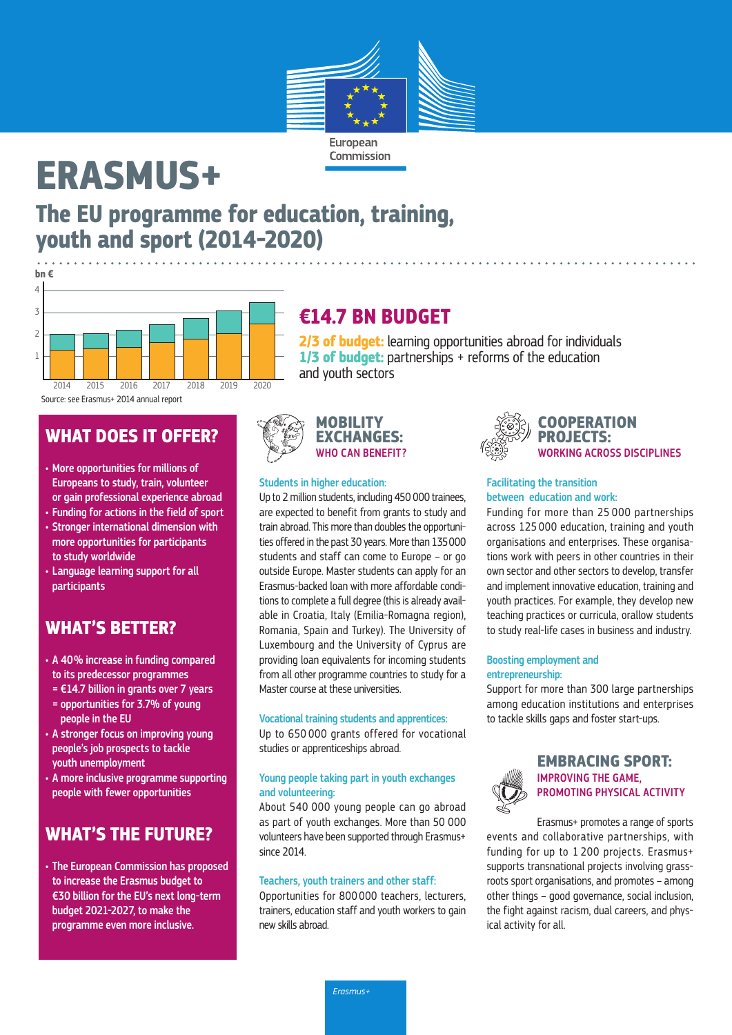European Commission

# ERASMUS+

## The EU programme for education, training, youth and sport (2014-2020)

bn €

4
3
2
1

2014 2015 2016 2017 2018 2019 2020

Source: see Erasmus+ 2014 annual report

## €14.7 BN BUDGET

**2/3 of budget:** learning opportunities abroad for individuals
**1/3 of budget:** partnerships + reforms of the education and youth sectors

## WHAT DOES IT OFFER?

- More opportunities for millions of Europeans to study, train, volunteer or gain professional experience abroad
- Funding for actions in the field of sport
- Stronger international dimension with more opportunities for participants to study worldwide
- Language learning support for all participants

## WHAT'S BETTER?

- A 40% increase in funding compared to its predecessor programmes
  = €14.7 billion in grants over 7 years
  = opportunities for 3.7% of young people in the EU
- A stronger focus on improving young people's job prospects to tackle youth unemployment
- A more inclusive programme supporting people with fewer opportunities

## WHAT'S THE FUTURE?

- The European Commission has proposed to increase the Erasmus budget to €30 billion for the EU's next long-term budget 2021-2027, to make the programme even more inclusive.

## MOBILITY EXCHANGES: WHO CAN BENEFIT?

**Students in higher education:**
Up to 2 million students, including 450 000 trainees, are expected to benefit from grants to study and train abroad. This more than doubles the opportunities offered in the past 30 years. More than 135 000 students and staff can come to Europe – or go outside Europe. Master students can apply for an Erasmus-backed loan with more affordable conditions to complete a full degree (this is already available in Croatia, Italy (Emilia-Romagna region), Romania, Spain and Turkey). The University of Luxembourg and the University of Cyprus are providing loan equivalents for incoming students from all other programme countries to study for a Master course at these universities.

**Vocational training students and apprentices:**
Up to 650 000 grants offered for vocational studies or apprenticeships abroad.

**Young people taking part in youth exchanges and volunteering:**
About 540 000 young people can go abroad as part of youth exchanges. More than 50 000 volunteers have been supported through Erasmus+ since 2014.

**Teachers, youth trainers and other staff:**
Opportunities for 800 000 teachers, lecturers, trainers, education staff and youth workers to gain new skills abroad.

## COOPERATION PROJECTS: WORKING ACROSS DISCIPLINES

**Facilitating the transition between education and work:**
Funding for more than 25 000 partnerships across 125 000 education, training and youth organisations and enterprises. These organisations work with peers in other countries in their own sector and other sectors to develop, transfer and implement innovative education, training and youth practices. For example, they develop new teaching practices or curricula, orallow students to study real-life cases in business and industry.

**Boosting employment and entrepreneurship:**
Support for more than 300 large partnerships among education institutions and enterprises to tackle skills gaps and foster start-ups.

## EMBRACING SPORT: IMPROVING THE GAME, PROMOTING PHYSICAL ACTIVITY

Erasmus+ promotes a range of sports events and collaborative partnerships, with funding for up to 1 200 projects. Erasmus+ supports transnational projects involving grassroots sport organisations, and promotes – among other things – good governance, social inclusion, the fight against racism, dual careers, and physical activity for all.

Erasmus+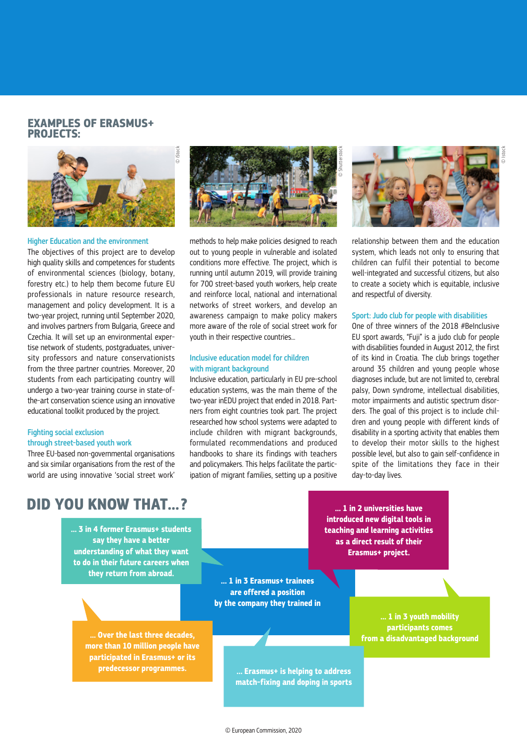## EXAMPLES OF ERASMUS+ PROJECTS:

### Higher Education and the environment

The objectives of this project are to develop high quality skills and competences for students of environmental sciences (biology, botany, forestry etc.) to help them become future EU professionals in nature resource research, management and policy development. It is a two-year project, running until September 2020, and involves partners from Bulgaria, Greece and Czechia. It will set up an environmental expertise network of students, postgraduates, university professors and nature conservationists from the three partner countries. Moreover, 20 students from each participating country will undergo a two-year training course in state-of-the-art conservation science using an innovative educational toolkit produced by the project.

### Fighting social exclusion through street-based youth work

Three EU-based non-governmental organisations and six similar organisations from the rest of the world are using innovative 'social street work' methods to help make policies designed to reach out to young people in vulnerable and isolated conditions more effective. The project, which is running until autumn 2019, will provide training for 700 street-based youth workers, help create and reinforce local, national and international networks of street workers, and develop an awareness campaign to make policy makers more aware of the role of social street work for youth in their respective countries...

### Inclusive education model for children with migrant background

Inclusive education, particularly in EU pre-school education systems, was the main theme of the two-year inEDU project that ended in 2018. Partners from eight countries took part. The project researched how school systems were adapted to include children with migrant backgrounds, formulated recommendations and produced handbooks to share its findings with teachers and policymakers. This helps facilitate the participation of migrant families, setting up a positive relationship between them and the education system, which leads not only to ensuring that children can fulfil their potential to become well-integrated and successful citizens, but also to create a society which is equitable, inclusive and respectful of diversity.

### Sport: Judo club for people with disabilities

One of three winners of the 2018 #BeInclusive EU sport awards, "Fuji" is a judo club for people with disabilities founded in August 2012, the first of its kind in Croatia. The club brings together around 35 children and young people whose diagnoses include, but are not limited to, cerebral palsy, Down syndrome, intellectual disabilities, motor impairments and autistic spectrum disorders. The goal of this project is to include children and young people with different kinds of disability in a sporting activity that enables them to develop their motor skills to the highest possible level, but also to gain self-confidence in spite of the limitations they face in their day-to-day lives.

## DID YOU KNOW THAT...?

**... 3 in 4 former Erasmus+ students say they have a better understanding of what they want to do in their future careers when they return from abroad.**

**... 1 in 2 universities have introduced new digital tools in teaching and learning activities as a direct result of their Erasmus+ project.**

**... 1 in 3 Erasmus+ trainees are offered a position by the company they trained in**

**... 1 in 3 youth mobility participants comes from a disadvantaged background**

**... Over the last three decades, more than 10 million people have participated in Erasmus+ or its predecessor programmes.**

**... Erasmus+ is helping to address match-fixing and doping in sports**

© European Commission, 2020